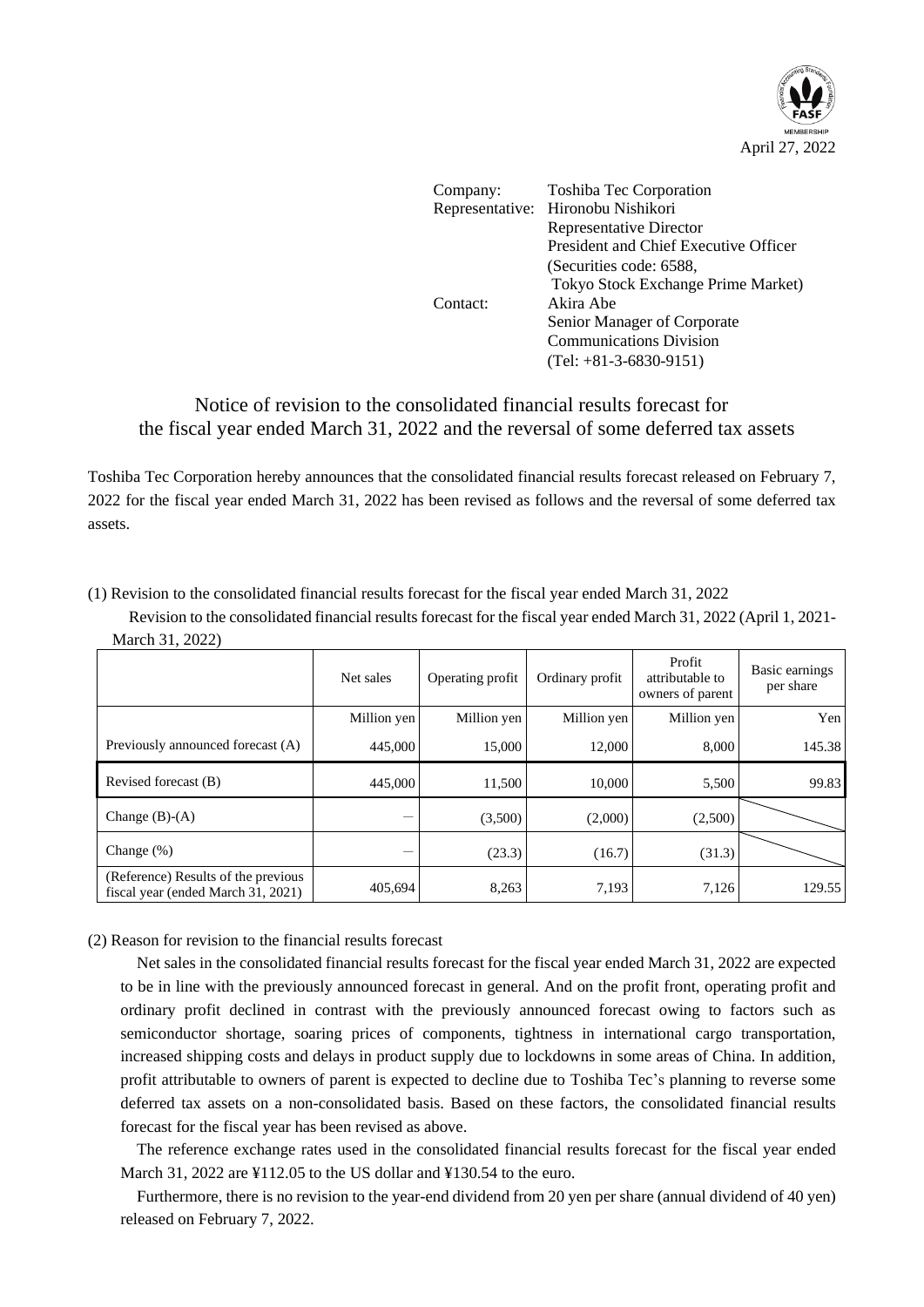April 27, 2022

Company: Toshiba Tec Corporation
Representative: Hironobu Nishikori
Representative Director
President and Chief Executive Officer
(Securities code: 6588,
Tokyo Stock Exchange Prime Market)
Contact: Akira Abe
Senior Manager of Corporate
Communications Division
(Tel: +81-3-6830-9151)

# Notice of revision to the consolidated financial results forecast for the fiscal year ended March 31, 2022 and the reversal of some deferred tax assets

Toshiba Tec Corporation hereby announces that the consolidated financial results forecast released on February 7, 2022 for the fiscal year ended March 31, 2022 has been revised as follows and the reversal of some deferred tax assets.

(1) Revision to the consolidated financial results forecast for the fiscal year ended March 31, 2022

Revision to the consolidated financial results forecast for the fiscal year ended March 31, 2022 (April 1, 2021-March 31, 2022)

| | Net sales | Operating profit | Ordinary profit | Profit attributable to owners of parent | Basic earnings per share |
|---|---|---|---|---|---|
| | Million yen | Million yen | Million yen | Million yen | Yen |
| Previously announced forecast (A) | 445,000 | 15,000 | 12,000 | 8,000 | 145.38 |
| Revised forecast (B) | 445,000 | 11,500 | 10,000 | 5,500 | 99.83 |
| Change (B)-(A) | — | (3,500) | (2,000) | (2,500) | |
| Change (%) | — | (23.3) | (16.7) | (31.3) | |
| (Reference) Results of the previous fiscal year (ended March 31, 2021) | 405,694 | 8,263 | 7,193 | 7,126 | 129.55 |

(2) Reason for revision to the financial results forecast

Net sales in the consolidated financial results forecast for the fiscal year ended March 31, 2022 are expected to be in line with the previously announced forecast in general. And on the profit front, operating profit and ordinary profit declined in contrast with the previously announced forecast owing to factors such as semiconductor shortage, soaring prices of components, tightness in international cargo transportation, increased shipping costs and delays in product supply due to lockdowns in some areas of China. In addition, profit attributable to owners of parent is expected to decline due to Toshiba Tec's planning to reverse some deferred tax assets on a non-consolidated basis. Based on these factors, the consolidated financial results forecast for the fiscal year has been revised as above.

The reference exchange rates used in the consolidated financial results forecast for the fiscal year ended March 31, 2022 are ¥112.05 to the US dollar and ¥130.54 to the euro.

Furthermore, there is no revision to the year-end dividend from 20 yen per share (annual dividend of 40 yen) released on February 7, 2022.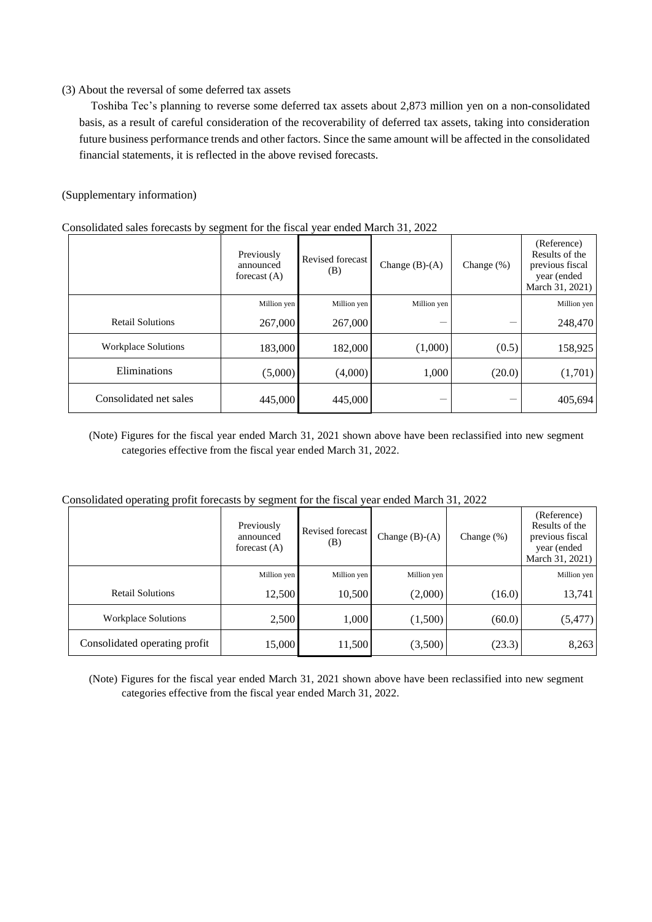(3) About the reversal of some deferred tax assets

Toshiba Tec's planning to reverse some deferred tax assets about 2,873 million yen on a non-consolidated basis, as a result of careful consideration of the recoverability of deferred tax assets, taking into consideration future business performance trends and other factors. Since the same amount will be affected in the consolidated financial statements, it is reflected in the above revised forecasts.

(Supplementary information)

Consolidated sales forecasts by segment for the fiscal year ended March 31, 2022

| | Previously announced forecast (A) | Revised forecast (B) | Change (B)-(A) | Change (%) | (Reference) Results of the previous fiscal year (ended March 31, 2021) |
|---|---|---|---|---|---|
| | Million yen | Million yen | Million yen | | Million yen |
| Retail Solutions | 267,000 | 267,000 | − | − | 248,470 |
| Workplace Solutions | 183,000 | 182,000 | (1,000) | (0.5) | 158,925 |
| Eliminations | (5,000) | (4,000) | 1,000 | (20.0) | (1,701) |
| Consolidated net sales | 445,000 | 445,000 | − | − | 405,694 |

(Note) Figures for the fiscal year ended March 31, 2021 shown above have been reclassified into new segment categories effective from the fiscal year ended March 31, 2022.

Consolidated operating profit forecasts by segment for the fiscal year ended March 31, 2022

| | Previously announced forecast (A) | Revised forecast (B) | Change (B)-(A) | Change (%) | (Reference) Results of the previous fiscal year (ended March 31, 2021) |
|---|---|---|---|---|---|
| | Million yen | Million yen | Million yen | | Million yen |
| Retail Solutions | 12,500 | 10,500 | (2,000) | (16.0) | 13,741 |
| Workplace Solutions | 2,500 | 1,000 | (1,500) | (60.0) | (5,477) |
| Consolidated operating profit | 15,000 | 11,500 | (3,500) | (23.3) | 8,263 |

(Note) Figures for the fiscal year ended March 31, 2021 shown above have been reclassified into new segment categories effective from the fiscal year ended March 31, 2022.